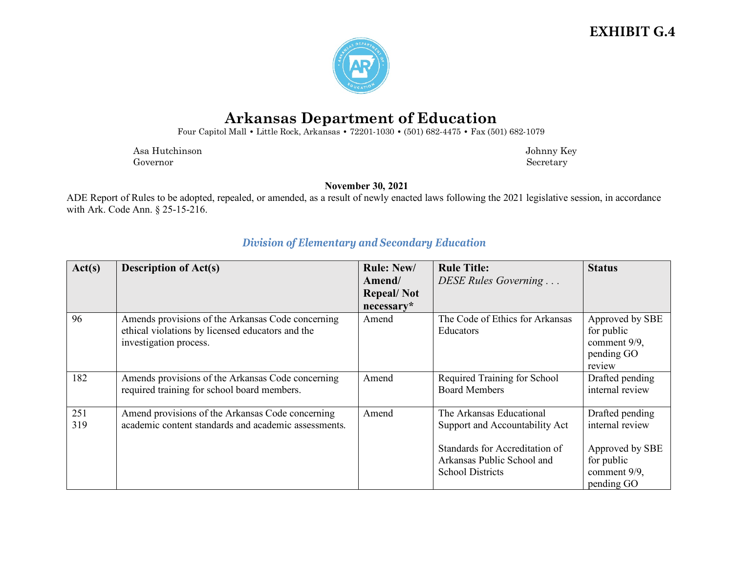**EXHIBIT G.4**

# Arkansas Department of Education

Four Capitol Mall • Little Rock, Arkansas • 72201-1030 • (501) 682-4475 • Fax (501) 682-1079

Asa Hutchinson
Governor

Johnny Key
Secretary

**November 30, 2021**

ADE Report of Rules to be adopted, repealed, or amended, as a result of newly enacted laws following the 2021 legislative session, in accordance with Ark. Code Ann. § 25-15-216.

## *Division of Elementary and Secondary Education*

| Act(s) | Description of Act(s) | Rule: New/ Amend/ Repeal/ Not necessary* | Rule Title: *DESE Rules Governing . . .* | Status |
|---|---|---|---|---|
| 96 | Amends provisions of the Arkansas Code concerning ethical violations by licensed educators and the investigation process. | Amend | The Code of Ethics for Arkansas Educators | Approved by SBE for public comment 9/9, pending GO review |
| 182 | Amends provisions of the Arkansas Code concerning required training for school board members. | Amend | Required Training for School Board Members | Drafted pending internal review |
| 251<br>319 | Amend provisions of the Arkansas Code concerning academic content standards and academic assessments. | Amend | The Arkansas Educational Support and Accountability Act<br><br>Standards for Accreditation of Arkansas Public School and School Districts | Drafted pending internal review<br><br>Approved by SBE for public comment 9/9, pending GO |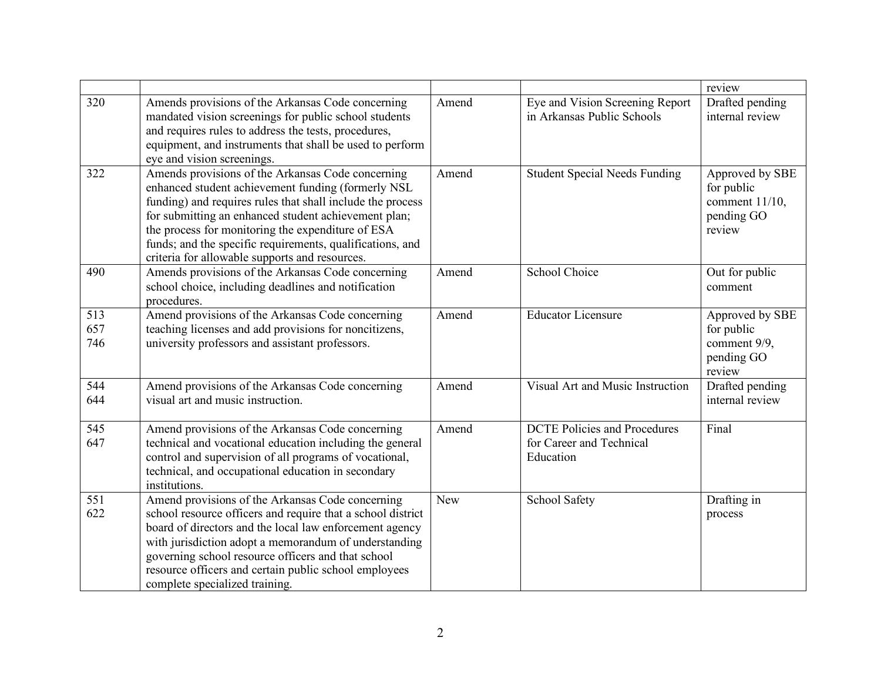| | | | | |
|---|---|---|---|---|
| | | | | review |
| 320 | Amends provisions of the Arkansas Code concerning mandated vision screenings for public school students and requires rules to address the tests, procedures, equipment, and instruments that shall be used to perform eye and vision screenings. | Amend | Eye and Vision Screening Report in Arkansas Public Schools | Drafted pending internal review |
| 322 | Amends provisions of the Arkansas Code concerning enhanced student achievement funding (formerly NSL funding) and requires rules that shall include the process for submitting an enhanced student achievement plan; the process for monitoring the expenditure of ESA funds; and the specific requirements, qualifications, and criteria for allowable supports and resources. | Amend | Student Special Needs Funding | Approved by SBE for public comment 11/10, pending GO review |
| 490 | Amends provisions of the Arkansas Code concerning school choice, including deadlines and notification procedures. | Amend | School Choice | Out for public comment |
| 513 657 746 | Amend provisions of the Arkansas Code concerning teaching licenses and add provisions for noncitizens, university professors and assistant professors. | Amend | Educator Licensure | Approved by SBE for public comment 9/9, pending GO review |
| 544 644 | Amend provisions of the Arkansas Code concerning visual art and music instruction. | Amend | Visual Art and Music Instruction | Drafted pending internal review |
| 545 647 | Amend provisions of the Arkansas Code concerning technical and vocational education including the general control and supervision of all programs of vocational, technical, and occupational education in secondary institutions. | Amend | DCTE Policies and Procedures for Career and Technical Education | Final |
| 551 622 | Amend provisions of the Arkansas Code concerning school resource officers and require that a school district board of directors and the local law enforcement agency with jurisdiction adopt a memorandum of understanding governing school resource officers and that school resource officers and certain public school employees complete specialized training. | New | School Safety | Drafting in process |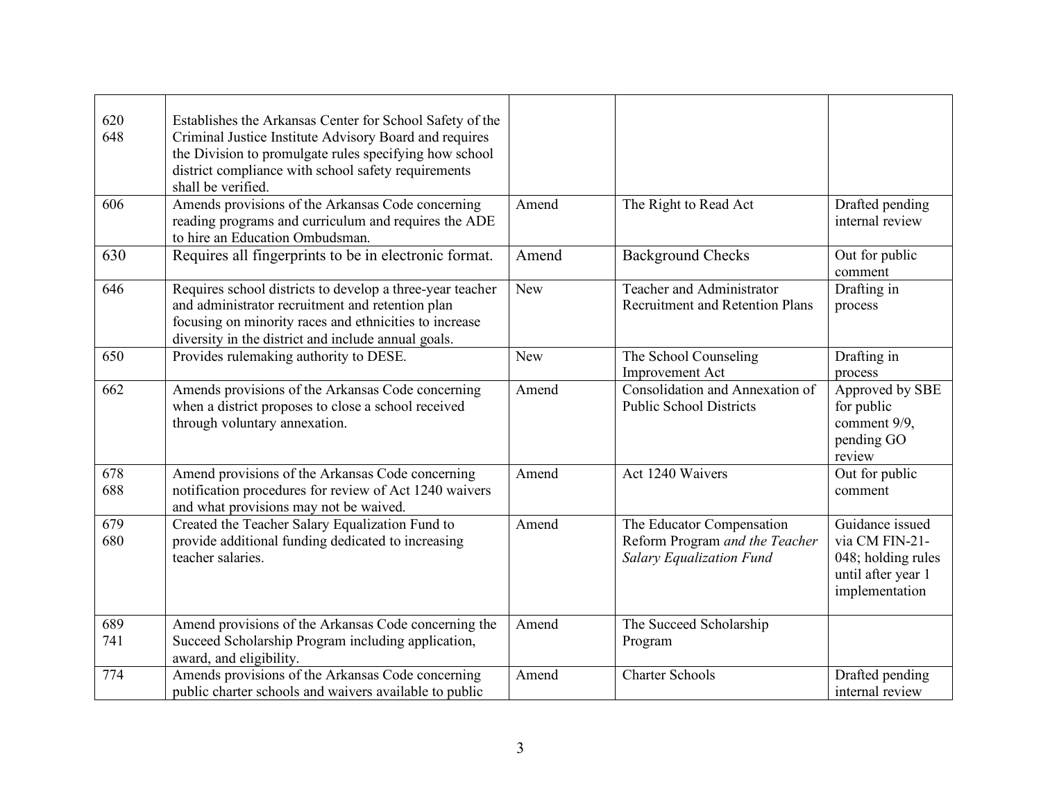| | | | | |
|---|---|---|---|---|
| 620<br>648 | Establishes the Arkansas Center for School Safety of the Criminal Justice Institute Advisory Board and requires the Division to promulgate rules specifying how school district compliance with school safety requirements shall be verified. | | | |
| 606 | Amends provisions of the Arkansas Code concerning reading programs and curriculum and requires the ADE to hire an Education Ombudsman. | Amend | The Right to Read Act | Drafted pending internal review |
| 630 | Requires all fingerprints to be in electronic format. | Amend | Background Checks | Out for public comment |
| 646 | Requires school districts to develop a three-year teacher and administrator recruitment and retention plan focusing on minority races and ethnicities to increase diversity in the district and include annual goals. | New | Teacher and Administrator Recruitment and Retention Plans | Drafting in process |
| 650 | Provides rulemaking authority to DESE. | New | The School Counseling Improvement Act | Drafting in process |
| 662 | Amends provisions of the Arkansas Code concerning when a district proposes to close a school received through voluntary annexation. | Amend | Consolidation and Annexation of Public School Districts | Approved by SBE for public comment 9/9, pending GO review |
| 678<br>688 | Amend provisions of the Arkansas Code concerning notification procedures for review of Act 1240 waivers and what provisions may not be waived. | Amend | Act 1240 Waivers | Out for public comment |
| 679<br>680 | Created the Teacher Salary Equalization Fund to provide additional funding dedicated to increasing teacher salaries. | Amend | The Educator Compensation Reform Program *and the Teacher Salary Equalization Fund* | Guidance issued via CM FIN-21-048; holding rules until after year 1 implementation |
| 689<br>741 | Amend provisions of the Arkansas Code concerning the Succeed Scholarship Program including application, award, and eligibility. | Amend | The Succeed Scholarship Program | |
| 774 | Amends provisions of the Arkansas Code concerning public charter schools and waivers available to public | Amend | Charter Schools | Drafted pending internal review |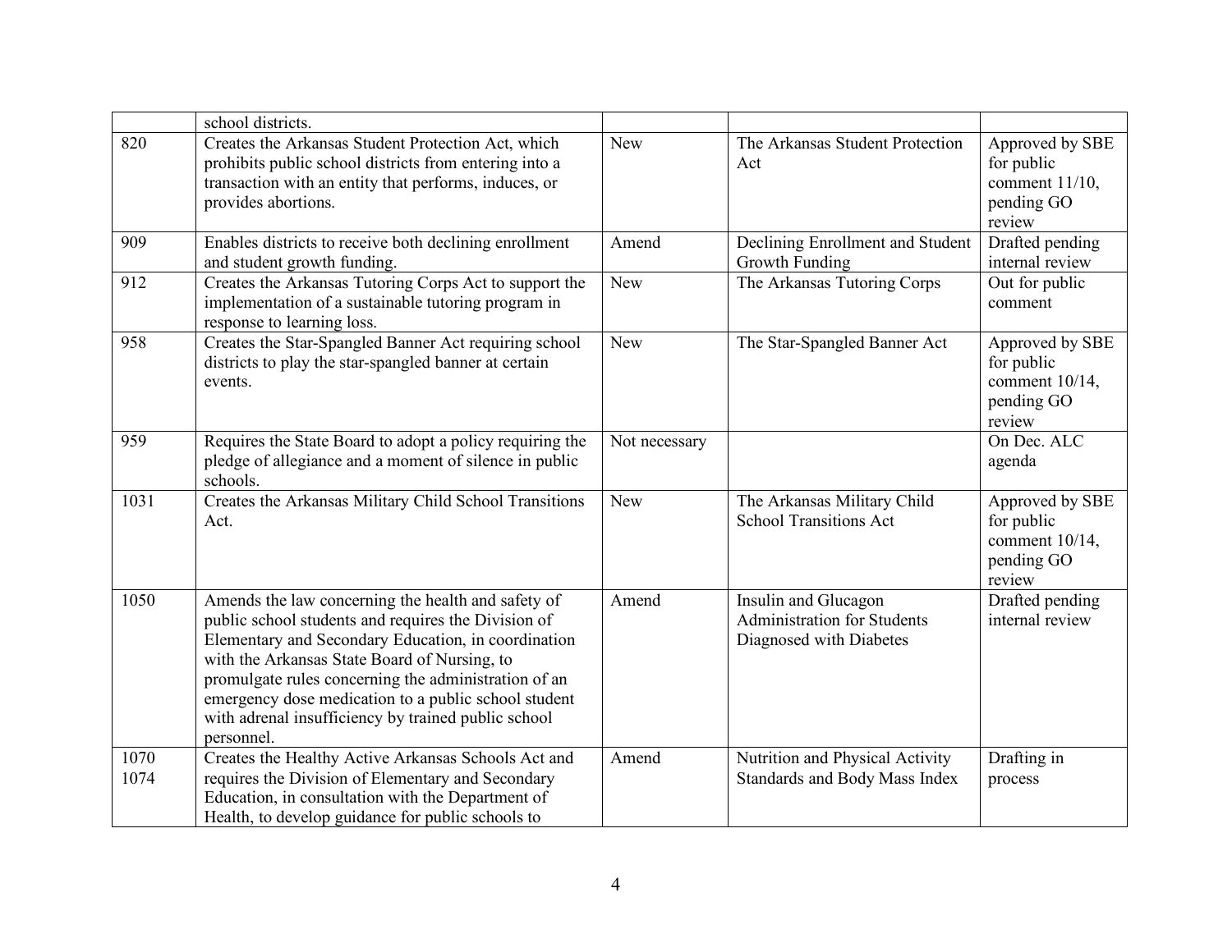| | | | | |
|---|---|---|---|---|
| | school districts. | | | |
| 820 | Creates the Arkansas Student Protection Act, which prohibits public school districts from entering into a transaction with an entity that performs, induces, or provides abortions. | New | The Arkansas Student Protection Act | Approved by SBE for public comment 11/10, pending GO review |
| 909 | Enables districts to receive both declining enrollment and student growth funding. | Amend | Declining Enrollment and Student Growth Funding | Drafted pending internal review |
| 912 | Creates the Arkansas Tutoring Corps Act to support the implementation of a sustainable tutoring program in response to learning loss. | New | The Arkansas Tutoring Corps | Out for public comment |
| 958 | Creates the Star-Spangled Banner Act requiring school districts to play the star-spangled banner at certain events. | New | The Star-Spangled Banner Act | Approved by SBE for public comment 10/14, pending GO review |
| 959 | Requires the State Board to adopt a policy requiring the pledge of allegiance and a moment of silence in public schools. | Not necessary | | On Dec. ALC agenda |
| 1031 | Creates the Arkansas Military Child School Transitions Act. | New | The Arkansas Military Child School Transitions Act | Approved by SBE for public comment 10/14, pending GO review |
| 1050 | Amends the law concerning the health and safety of public school students and requires the Division of Elementary and Secondary Education, in coordination with the Arkansas State Board of Nursing, to promulgate rules concerning the administration of an emergency dose medication to a public school student with adrenal insufficiency by trained public school personnel. | Amend | Insulin and Glucagon Administration for Students Diagnosed with Diabetes | Drafted pending internal review |
| 1070 1074 | Creates the Healthy Active Arkansas Schools Act and requires the Division of Elementary and Secondary Education, in consultation with the Department of Health, to develop guidance for public schools to | Amend | Nutrition and Physical Activity Standards and Body Mass Index | Drafting in process |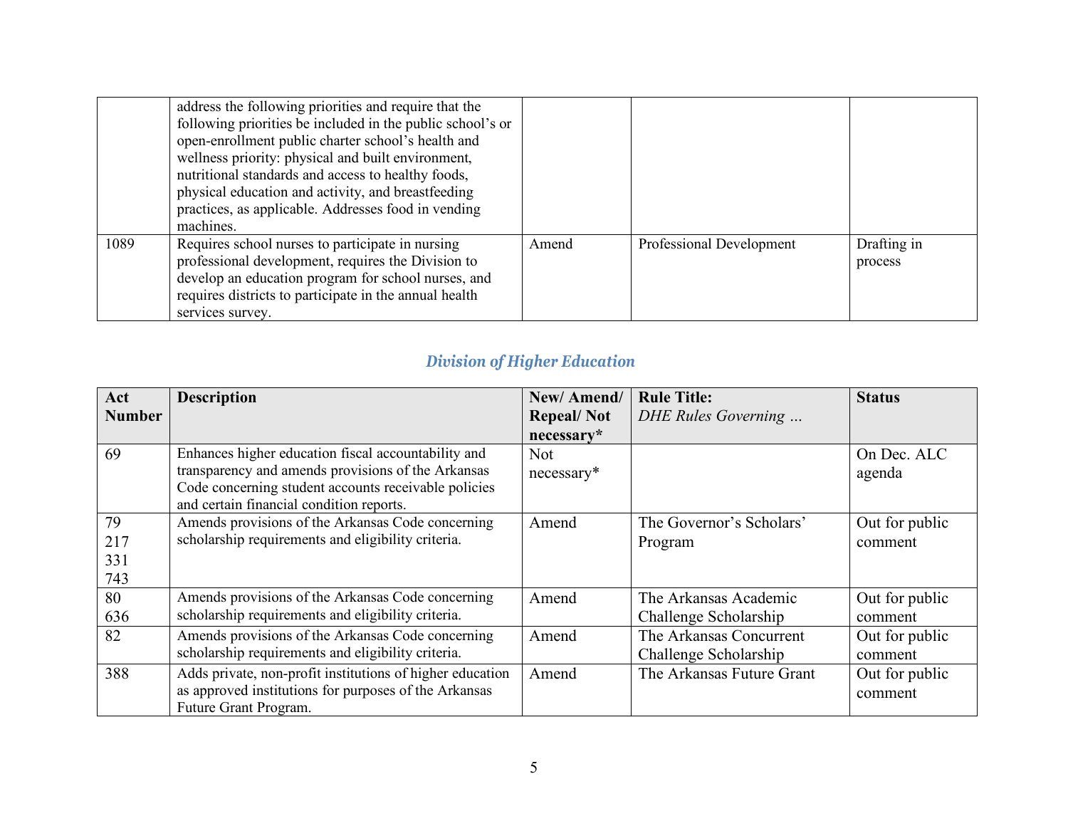| | | | | |
|---|---|---|---|---|
| | address the following priorities and require that the following priorities be included in the public school's or open-enrollment public charter school's health and wellness priority: physical and built environment, nutritional standards and access to healthy foods, physical education and activity, and breastfeeding practices, as applicable. Addresses food in vending machines. | | | |
| 1089 | Requires school nurses to participate in nursing professional development, requires the Division to develop an education program for school nurses, and requires districts to participate in the annual health services survey. | Amend | Professional Development | Drafting in process |

## *Division of Higher Education*

| Act Number | Description | New/ Amend/ Repeal/ Not necessary* | Rule Title: *DHE Rules Governing …* | Status |
|---|---|---|---|---|
| 69 | Enhances higher education fiscal accountability and transparency and amends provisions of the Arkansas Code concerning student accounts receivable policies and certain financial condition reports. | Not necessary* | | On Dec. ALC agenda |
| 79<br>217<br>331<br>743 | Amends provisions of the Arkansas Code concerning scholarship requirements and eligibility criteria. | Amend | The Governor's Scholars' Program | Out for public comment |
| 80<br>636 | Amends provisions of the Arkansas Code concerning scholarship requirements and eligibility criteria. | Amend | The Arkansas Academic Challenge Scholarship | Out for public comment |
| 82 | Amends provisions of the Arkansas Code concerning scholarship requirements and eligibility criteria. | Amend | The Arkansas Concurrent Challenge Scholarship | Out for public comment |
| 388 | Adds private, non-profit institutions of higher education as approved institutions for purposes of the Arkansas Future Grant Program. | Amend | The Arkansas Future Grant | Out for public comment |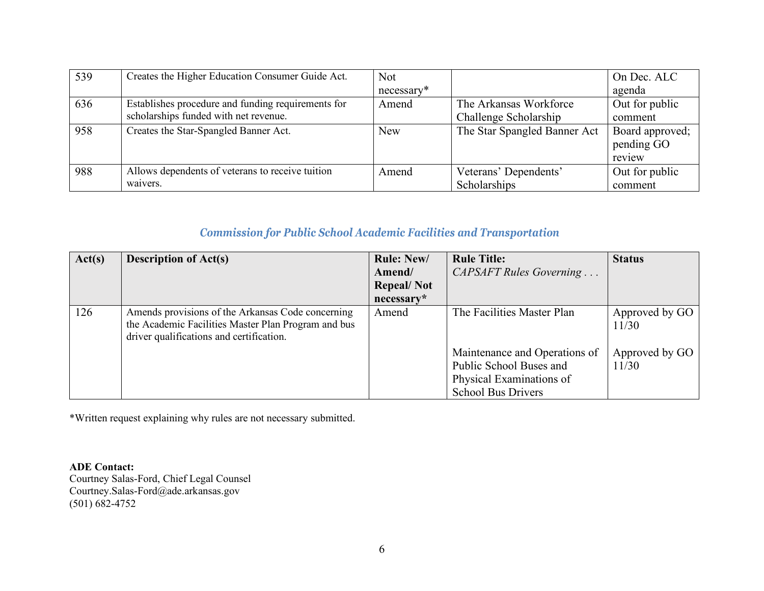| | | | | |
|---|---|---|---|---|
| 539 | Creates the Higher Education Consumer Guide Act. | Not necessary* | | On Dec. ALC agenda |
| 636 | Establishes procedure and funding requirements for scholarships funded with net revenue. | Amend | The Arkansas Workforce Challenge Scholarship | Out for public comment |
| 958 | Creates the Star-Spangled Banner Act. | New | The Star Spangled Banner Act | Board approved; pending GO review |
| 988 | Allows dependents of veterans to receive tuition waivers. | Amend | Veterans' Dependents' Scholarships | Out for public comment |

## *Commission for Public School Academic Facilities and Transportation*

| Act(s) | Description of Act(s) | Rule: New/ Amend/ Repeal/ Not necessary* | Rule Title: *CAPSAFT Rules Governing . . .* | Status |
|---|---|---|---|---|
| 126 | Amends provisions of the Arkansas Code concerning the Academic Facilities Master Plan Program and bus driver qualifications and certification. | Amend | The Facilities Master Plan | Approved by GO 11/30 |
| | | | Maintenance and Operations of Public School Buses and Physical Examinations of School Bus Drivers | Approved by GO 11/30 |

*Written request explaining why rules are not necessary submitted.

**ADE Contact:**
Courtney Salas-Ford, Chief Legal Counsel
Courtney.Salas-Ford@ade.arkansas.gov
(501) 682-4752